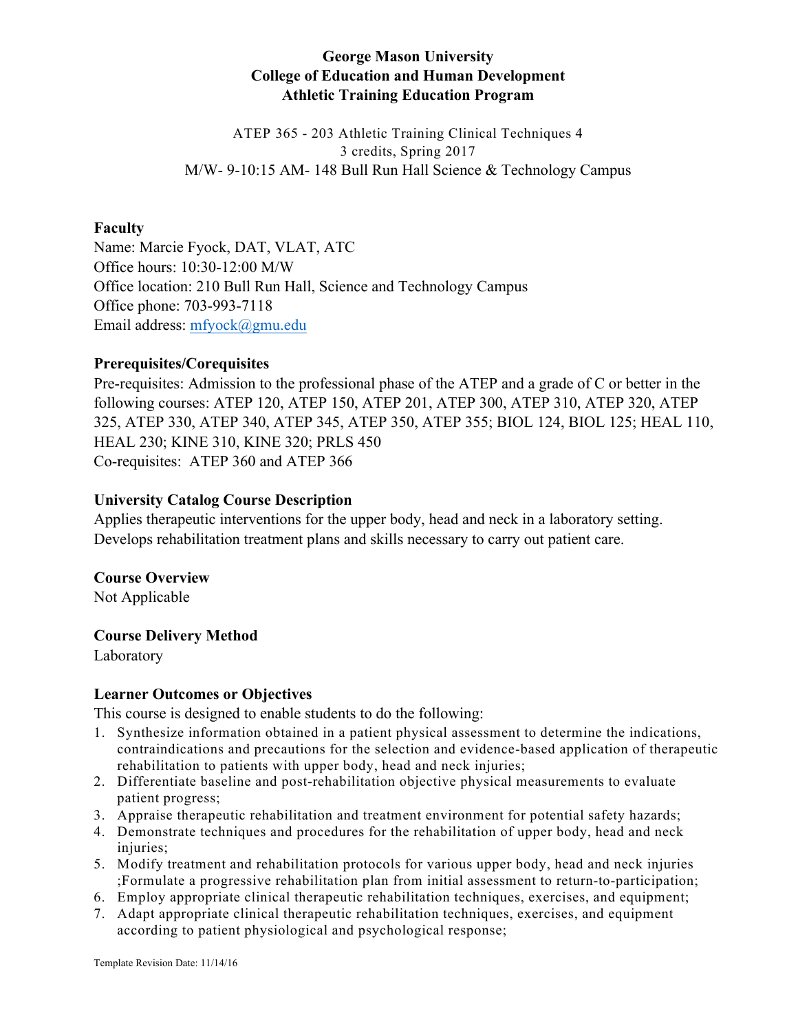**George Mason University**
**College of Education and Human Development**
**Athletic Training Education Program**

ATEP 365 - 203 Athletic Training Clinical Techniques 4
3 credits, Spring 2017
M/W- 9-10:15 AM- 148 Bull Run Hall Science & Technology Campus

## Faculty

Name: Marcie Fyock, DAT, VLAT, ATC
Office hours: 10:30-12:00 M/W
Office location: 210 Bull Run Hall, Science and Technology Campus
Office phone: 703-993-7118
Email address: mfyock@gmu.edu

## Prerequisites/Corequisites

Pre-requisites: Admission to the professional phase of the ATEP and a grade of C or better in the following courses: ATEP 120, ATEP 150, ATEP 201, ATEP 300, ATEP 310, ATEP 320, ATEP 325, ATEP 330, ATEP 340, ATEP 345, ATEP 350, ATEP 355; BIOL 124, BIOL 125; HEAL 110, HEAL 230; KINE 310, KINE 320; PRLS 450
Co-requisites: ATEP 360 and ATEP 366

## University Catalog Course Description

Applies therapeutic interventions for the upper body, head and neck in a laboratory setting. Develops rehabilitation treatment plans and skills necessary to carry out patient care.

## Course Overview

Not Applicable

## Course Delivery Method

Laboratory

## Learner Outcomes or Objectives

This course is designed to enable students to do the following:

1. Synthesize information obtained in a patient physical assessment to determine the indications, contraindications and precautions for the selection and evidence-based application of therapeutic rehabilitation to patients with upper body, head and neck injuries;
2. Differentiate baseline and post-rehabilitation objective physical measurements to evaluate patient progress;
3. Appraise therapeutic rehabilitation and treatment environment for potential safety hazards;
4. Demonstrate techniques and procedures for the rehabilitation of upper body, head and neck injuries;
5. Modify treatment and rehabilitation protocols for various upper body, head and neck injuries ;Formulate a progressive rehabilitation plan from initial assessment to return-to-participation;
6. Employ appropriate clinical therapeutic rehabilitation techniques, exercises, and equipment;
7. Adapt appropriate clinical therapeutic rehabilitation techniques, exercises, and equipment according to patient physiological and psychological response;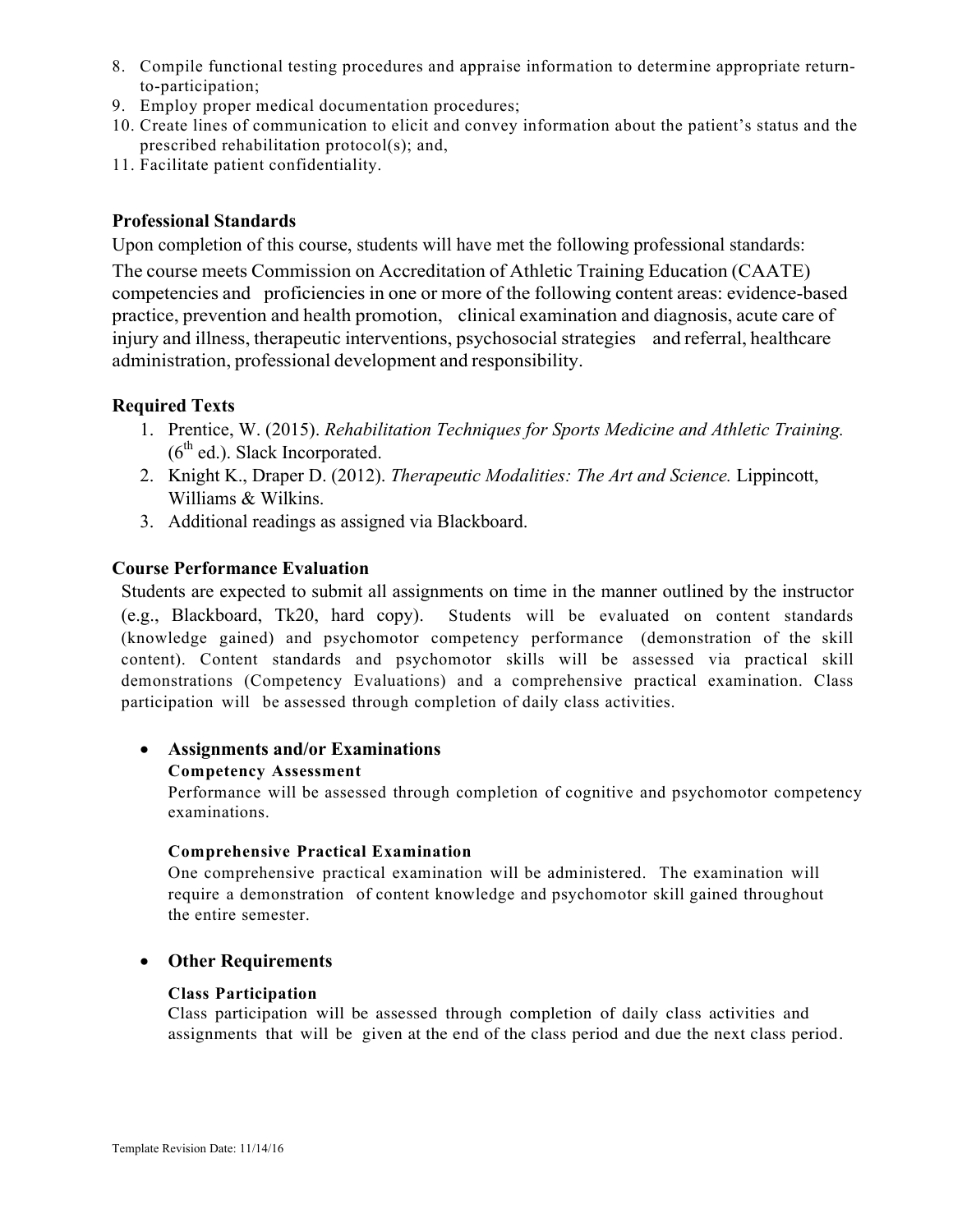8. Compile functional testing procedures and appraise information to determine appropriate return-to-participation;
9. Employ proper medical documentation procedures;
10. Create lines of communication to elicit and convey information about the patient's status and the prescribed rehabilitation protocol(s); and,
11. Facilitate patient confidentiality.

### Professional Standards

Upon completion of this course, students will have met the following professional standards:

The course meets Commission on Accreditation of Athletic Training Education (CAATE) competencies and proficiencies in one or more of the following content areas: evidence-based practice, prevention and health promotion, clinical examination and diagnosis, acute care of injury and illness, therapeutic interventions, psychosocial strategies and referral, healthcare administration, professional development and responsibility.

### Required Texts

1. Prentice, W. (2015). *Rehabilitation Techniques for Sports Medicine and Athletic Training.* (6th ed.). Slack Incorporated.
2. Knight K., Draper D. (2012). *Therapeutic Modalities: The Art and Science.* Lippincott, Williams & Wilkins.
3. Additional readings as assigned via Blackboard.

### Course Performance Evaluation

Students are expected to submit all assignments on time in the manner outlined by the instructor (e.g., Blackboard, Tk20, hard copy). Students will be evaluated on content standards (knowledge gained) and psychomotor competency performance (demonstration of the skill content). Content standards and psychomotor skills will be assessed via practical skill demonstrations (Competency Evaluations) and a comprehensive practical examination. Class participation will be assessed through completion of daily class activities.

- **Assignments and/or Examinations**

  **Competency Assessment**

  Performance will be assessed through completion of cognitive and psychomotor competency examinations.

  **Comprehensive Practical Examination**

  One comprehensive practical examination will be administered. The examination will require a demonstration of content knowledge and psychomotor skill gained throughout the entire semester.

- **Other Requirements**

  **Class Participation**

  Class participation will be assessed through completion of daily class activities and assignments that will be given at the end of the class period and due the next class period.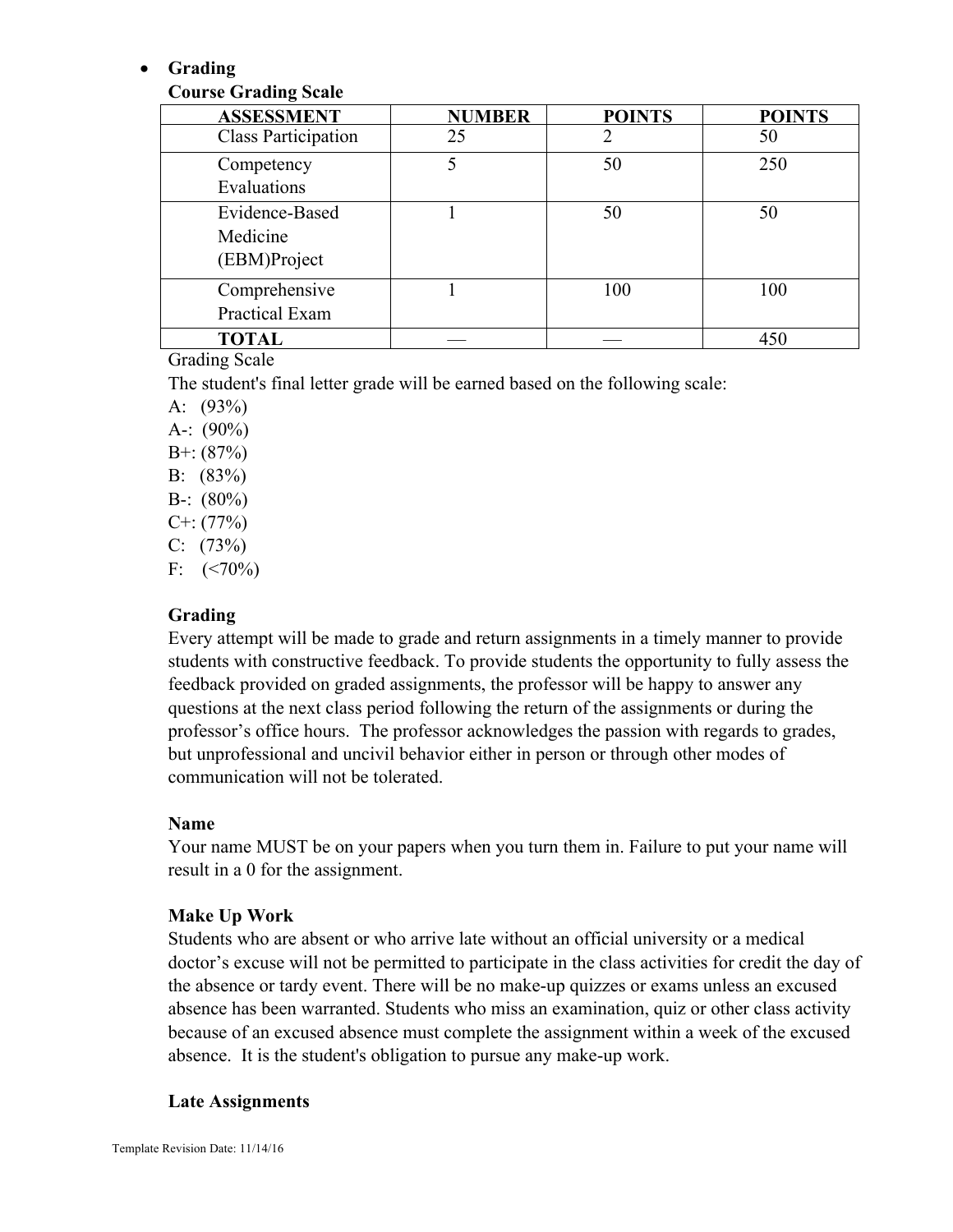- **Grading**

**Course Grading Scale**

| ASSESSMENT | NUMBER | POINTS | POINTS |
|---|---|---|---|
| Class Participation | 25 | 2 | 50 |
| Competency Evaluations | 5 | 50 | 250 |
| Evidence-Based Medicine (EBM)Project | 1 | 50 | 50 |
| Comprehensive Practical Exam | 1 | 100 | 100 |
| **TOTAL** | — | — | 450 |

Grading Scale

The student's final letter grade will be earned based on the following scale:

A: (93%)
A-: (90%)
B+: (87%)
B: (83%)
B-: (80%)
C+: (77%)
C: (73%)
F: (<70%)

**Grading**

Every attempt will be made to grade and return assignments in a timely manner to provide students with constructive feedback. To provide students the opportunity to fully assess the feedback provided on graded assignments, the professor will be happy to answer any questions at the next class period following the return of the assignments or during the professor's office hours. The professor acknowledges the passion with regards to grades, but unprofessional and uncivil behavior either in person or through other modes of communication will not be tolerated.

**Name**

Your name MUST be on your papers when you turn them in. Failure to put your name will result in a 0 for the assignment.

**Make Up Work**

Students who are absent or who arrive late without an official university or a medical doctor's excuse will not be permitted to participate in the class activities for credit the day of the absence or tardy event. There will be no make-up quizzes or exams unless an excused absence has been warranted. Students who miss an examination, quiz or other class activity because of an excused absence must complete the assignment within a week of the excused absence. It is the student's obligation to pursue any make-up work.

**Late Assignments**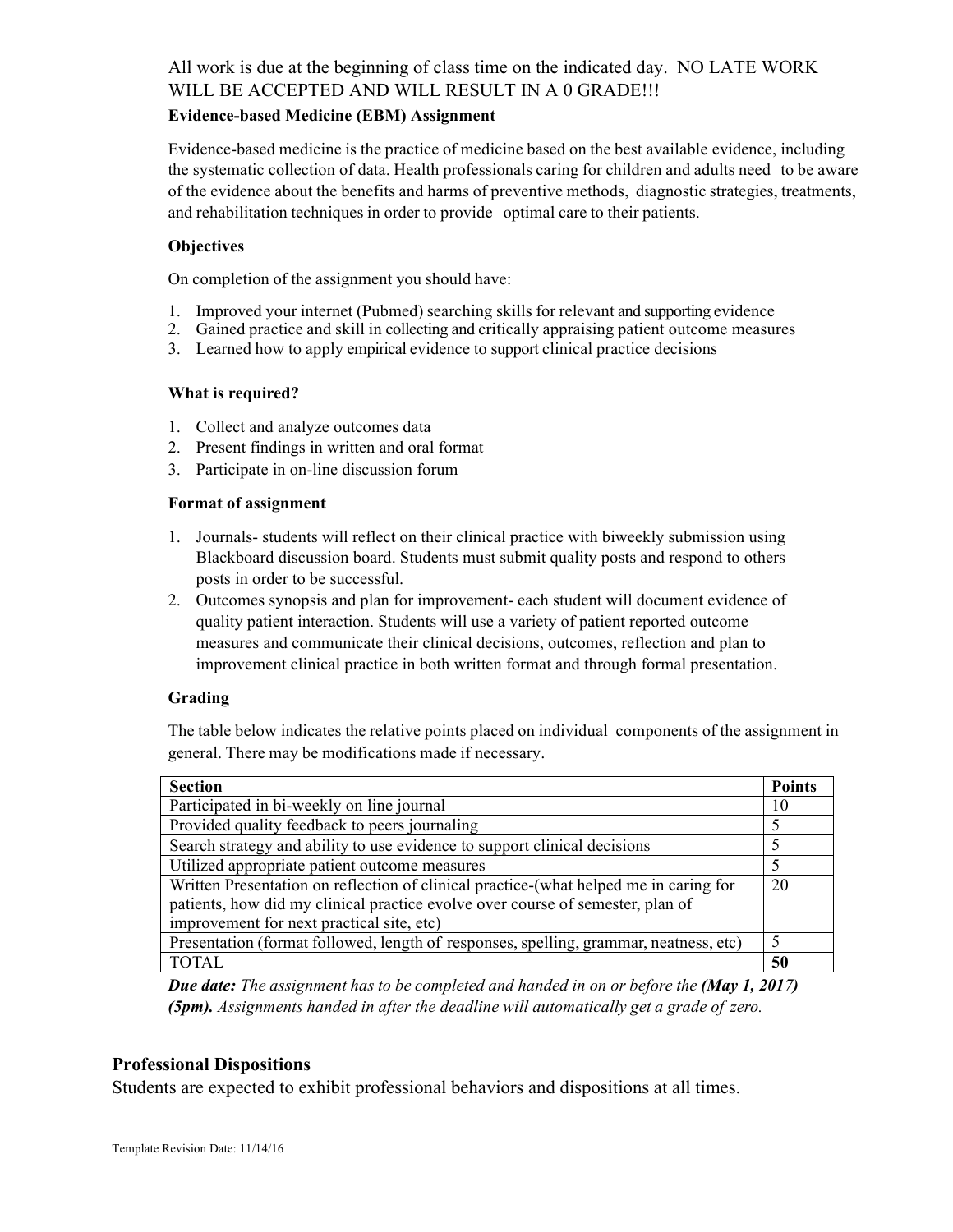All work is due at the beginning of class time on the indicated day. NO LATE WORK WILL BE ACCEPTED AND WILL RESULT IN A 0 GRADE!!!

**Evidence-based Medicine (EBM) Assignment**

Evidence-based medicine is the practice of medicine based on the best available evidence, including the systematic collection of data. Health professionals caring for children and adults need to be aware of the evidence about the benefits and harms of preventive methods, diagnostic strategies, treatments, and rehabilitation techniques in order to provide optimal care to their patients.

**Objectives**

On completion of the assignment you should have:

1. Improved your internet (Pubmed) searching skills for relevant and supporting evidence
2. Gained practice and skill in collecting and critically appraising patient outcome measures
3. Learned how to apply empirical evidence to support clinical practice decisions

**What is required?**

1. Collect and analyze outcomes data
2. Present findings in written and oral format
3. Participate in on-line discussion forum

**Format of assignment**

1. Journals- students will reflect on their clinical practice with biweekly submission using Blackboard discussion board. Students must submit quality posts and respond to others posts in order to be successful.
2. Outcomes synopsis and plan for improvement- each student will document evidence of quality patient interaction. Students will use a variety of patient reported outcome measures and communicate their clinical decisions, outcomes, reflection and plan to improvement clinical practice in both written format and through formal presentation.

**Grading**

The table below indicates the relative points placed on individual components of the assignment in general. There may be modifications made if necessary.

| **Section** | **Points** |
|---|---|
| Participated in bi-weekly on line journal | 10 |
| Provided quality feedback to peers journaling | 5 |
| Search strategy and ability to use evidence to support clinical decisions | 5 |
| Utilized appropriate patient outcome measures | 5 |
| Written Presentation on reflection of clinical practice-(what helped me in caring for patients, how did my clinical practice evolve over course of semester, plan of improvement for next practical site, etc) | 20 |
| Presentation (format followed, length of responses, spelling, grammar, neatness, etc) | 5 |
| TOTAL | **50** |

***Due date:*** *The assignment has to be completed and handed in on or before the* ***(May 1, 2017) (5pm).*** *Assignments handed in after the deadline will automatically get a grade of zero.*

## Professional Dispositions

Students are expected to exhibit professional behaviors and dispositions at all times.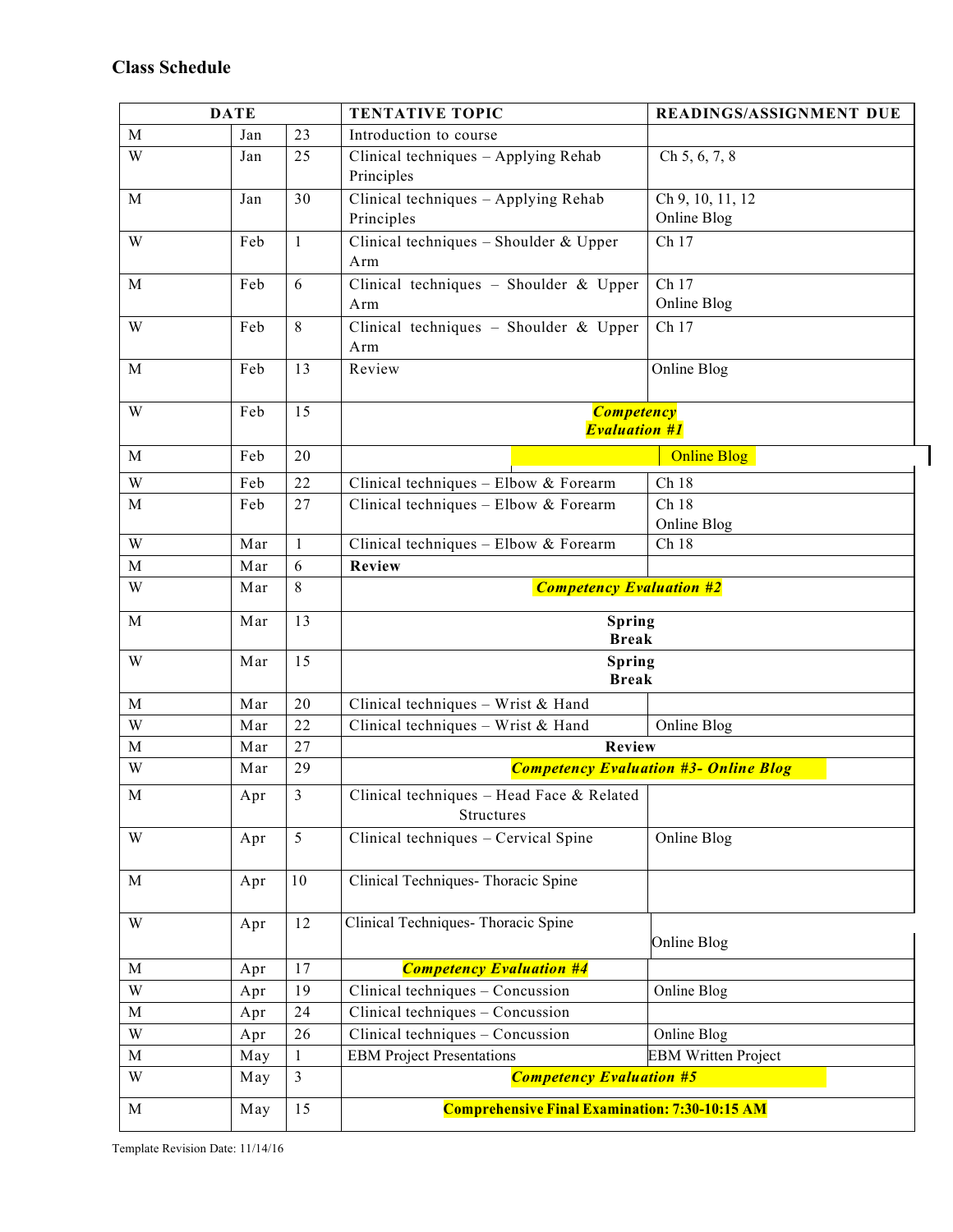## Class Schedule

| DATE | | | TENTATIVE TOPIC | READINGS/ASSIGNMENT DUE |
|---|---|---|---|---|
| M | Jan | 23 | Introduction to course | |
| W | Jan | 25 | Clinical techniques – Applying Rehab Principles | Ch 5, 6, 7, 8 |
| M | Jan | 30 | Clinical techniques – Applying Rehab Principles | Ch 9, 10, 11, 12<br>Online Blog |
| W | Feb | 1 | Clinical techniques – Shoulder & Upper Arm | Ch 17 |
| M | Feb | 6 | Clinical techniques – Shoulder & Upper Arm | Ch 17<br>Online Blog |
| W | Feb | 8 | Clinical techniques – Shoulder & Upper Arm | Ch 17 |
| M | Feb | 13 | Review | Online Blog |
| W | Feb | 15 | ***Competency Evaluation #1*** | |
| M | Feb | 20 | | Online Blog |
| W | Feb | 22 | Clinical techniques – Elbow & Forearm | Ch 18 |
| M | Feb | 27 | Clinical techniques – Elbow & Forearm | Ch 18<br>Online Blog |
| W | Mar | 1 | Clinical techniques – Elbow & Forearm | Ch 18 |
| M | Mar | 6 | **Review** | |
| W | Mar | 8 | ***Competency Evaluation #2*** | |
| M | Mar | 13 | **Spring Break** | |
| W | Mar | 15 | **Spring Break** | |
| M | Mar | 20 | Clinical techniques – Wrist & Hand | |
| W | Mar | 22 | Clinical techniques – Wrist & Hand | Online Blog |
| M | Mar | 27 | **Review** | |
| W | Mar | 29 | ***Competency Evaluation #3- Online Blog*** | |
| M | Apr | 3 | Clinical techniques – Head Face & Related Structures | |
| W | Apr | 5 | Clinical techniques – Cervical Spine | Online Blog |
| M | Apr | 10 | Clinical Techniques- Thoracic Spine | |
| W | Apr | 12 | Clinical Techniques- Thoracic Spine | Online Blog |
| M | Apr | 17 | ***Competency Evaluation #4*** | |
| W | Apr | 19 | Clinical techniques – Concussion | Online Blog |
| M | Apr | 24 | Clinical techniques – Concussion | |
| W | Apr | 26 | Clinical techniques – Concussion | Online Blog |
| M | May | 1 | EBM Project Presentations | EBM Written Project |
| W | May | 3 | ***Competency Evaluation #5*** | |
| M | May | 15 | **Comprehensive Final Examination: 7:30-10:15 AM** | |

Template Revision Date: 11/14/16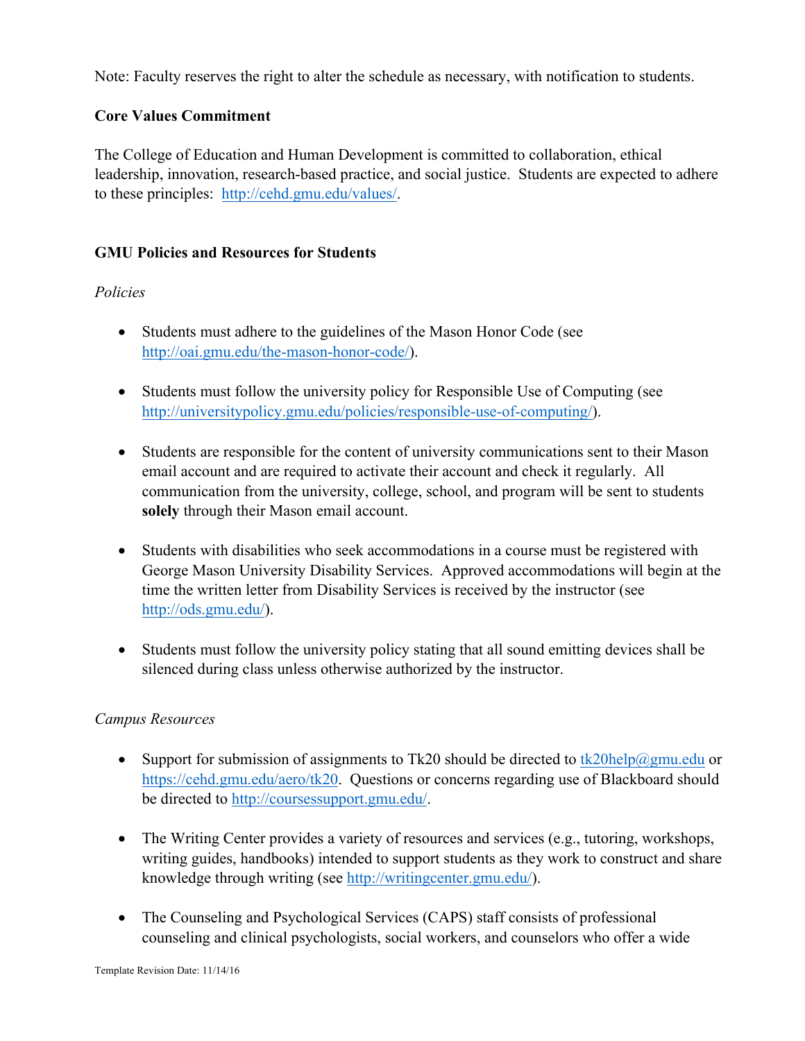Note: Faculty reserves the right to alter the schedule as necessary, with notification to students.

**Core Values Commitment**

The College of Education and Human Development is committed to collaboration, ethical leadership, innovation, research-based practice, and social justice. Students are expected to adhere to these principles: http://cehd.gmu.edu/values/.

**GMU Policies and Resources for Students**

*Policies*

- Students must adhere to the guidelines of the Mason Honor Code (see http://oai.gmu.edu/the-mason-honor-code/).

- Students must follow the university policy for Responsible Use of Computing (see http://universitypolicy.gmu.edu/policies/responsible-use-of-computing/).

- Students are responsible for the content of university communications sent to their Mason email account and are required to activate their account and check it regularly. All communication from the university, college, school, and program will be sent to students **solely** through their Mason email account.

- Students with disabilities who seek accommodations in a course must be registered with George Mason University Disability Services. Approved accommodations will begin at the time the written letter from Disability Services is received by the instructor (see http://ods.gmu.edu/).

- Students must follow the university policy stating that all sound emitting devices shall be silenced during class unless otherwise authorized by the instructor.

*Campus Resources*

- Support for submission of assignments to Tk20 should be directed to tk20help@gmu.edu or https://cehd.gmu.edu/aero/tk20. Questions or concerns regarding use of Blackboard should be directed to http://coursessupport.gmu.edu/.

- The Writing Center provides a variety of resources and services (e.g., tutoring, workshops, writing guides, handbooks) intended to support students as they work to construct and share knowledge through writing (see http://writingcenter.gmu.edu/).

- The Counseling and Psychological Services (CAPS) staff consists of professional counseling and clinical psychologists, social workers, and counselors who offer a wide

Template Revision Date: 11/14/16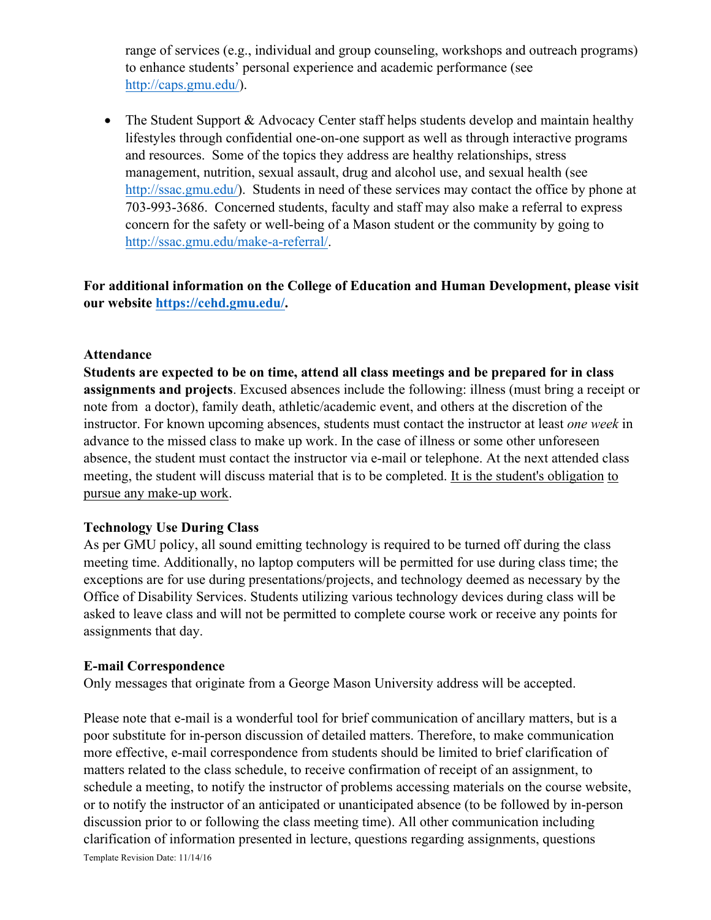range of services (e.g., individual and group counseling, workshops and outreach programs) to enhance students' personal experience and academic performance (see http://caps.gmu.edu/).

- The Student Support & Advocacy Center staff helps students develop and maintain healthy lifestyles through confidential one-on-one support as well as through interactive programs and resources. Some of the topics they address are healthy relationships, stress management, nutrition, sexual assault, drug and alcohol use, and sexual health (see http://ssac.gmu.edu/). Students in need of these services may contact the office by phone at 703-993-3686. Concerned students, faculty and staff may also make a referral to express concern for the safety or well-being of a Mason student or the community by going to http://ssac.gmu.edu/make-a-referral/.

**For additional information on the College of Education and Human Development, please visit our website https://cehd.gmu.edu/.**

**Attendance**

**Students are expected to be on time, attend all class meetings and be prepared for in class assignments and projects**. Excused absences include the following: illness (must bring a receipt or note from a doctor), family death, athletic/academic event, and others at the discretion of the instructor. For known upcoming absences, students must contact the instructor at least *one week* in advance to the missed class to make up work. In the case of illness or some other unforeseen absence, the student must contact the instructor via e-mail or telephone. At the next attended class meeting, the student will discuss material that is to be completed. It is the student's obligation to pursue any make-up work.

**Technology Use During Class**

As per GMU policy, all sound emitting technology is required to be turned off during the class meeting time. Additionally, no laptop computers will be permitted for use during class time; the exceptions are for use during presentations/projects, and technology deemed as necessary by the Office of Disability Services. Students utilizing various technology devices during class will be asked to leave class and will not be permitted to complete course work or receive any points for assignments that day.

**E-mail Correspondence**

Only messages that originate from a George Mason University address will be accepted.

Please note that e-mail is a wonderful tool for brief communication of ancillary matters, but is a poor substitute for in-person discussion of detailed matters. Therefore, to make communication more effective, e-mail correspondence from students should be limited to brief clarification of matters related to the class schedule, to receive confirmation of receipt of an assignment, to schedule a meeting, to notify the instructor of problems accessing materials on the course website, or to notify the instructor of an anticipated or unanticipated absence (to be followed by in-person discussion prior to or following the class meeting time). All other communication including clarification of information presented in lecture, questions regarding assignments, questions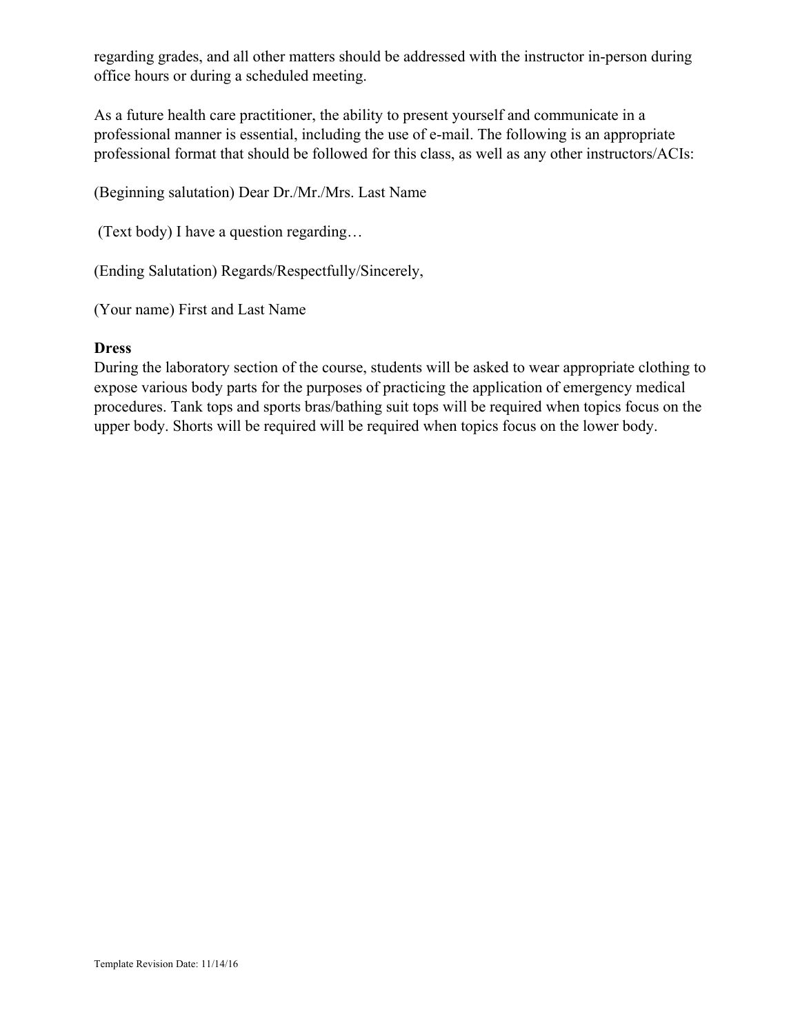regarding grades, and all other matters should be addressed with the instructor in-person during office hours or during a scheduled meeting.

As a future health care practitioner, the ability to present yourself and communicate in a professional manner is essential, including the use of e-mail. The following is an appropriate professional format that should be followed for this class, as well as any other instructors/ACIs:

(Beginning salutation) Dear Dr./Mr./Mrs. Last Name

(Text body) I have a question regarding…

(Ending Salutation) Regards/Respectfully/Sincerely,

(Your name) First and Last Name

**Dress**

During the laboratory section of the course, students will be asked to wear appropriate clothing to expose various body parts for the purposes of practicing the application of emergency medical procedures. Tank tops and sports bras/bathing suit tops will be required when topics focus on the upper body. Shorts will be required will be required when topics focus on the lower body.